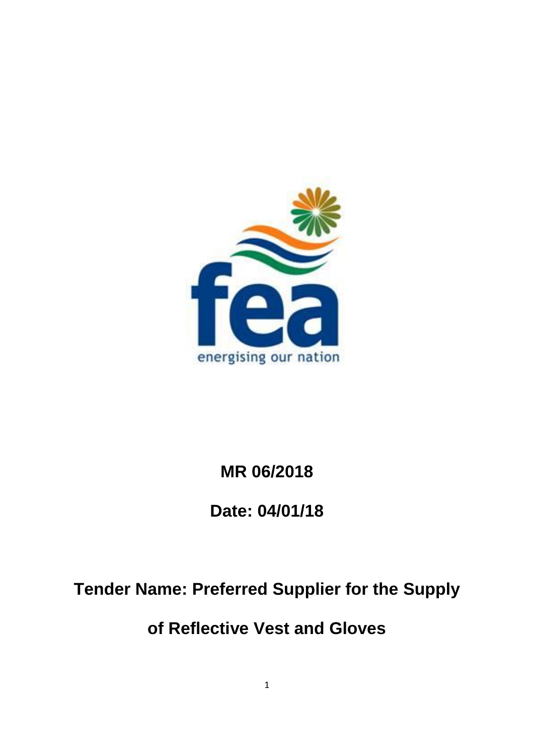fea

energising our nation

# MR 06/2018

## Date: 04/01/18

## Tender Name: Preferred Supplier for the Supply of Reflective Vest and Gloves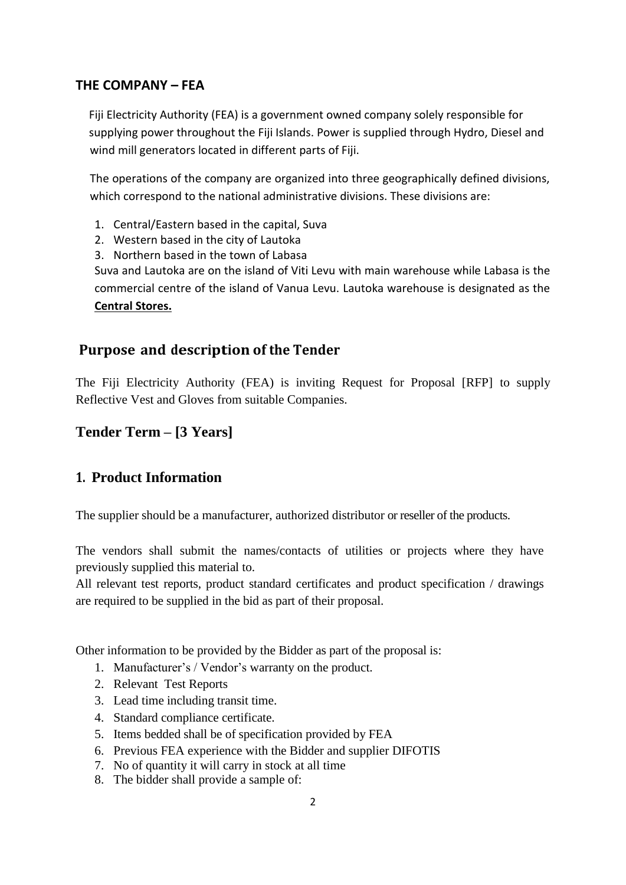## THE COMPANY – FEA

Fiji Electricity Authority (FEA) is a government owned company solely responsible for supplying power throughout the Fiji Islands. Power is supplied through Hydro, Diesel and wind mill generators located in different parts of Fiji.

The operations of the company are organized into three geographically defined divisions, which correspond to the national administrative divisions. These divisions are:

1. Central/Eastern based in the capital, Suva
2. Western based in the city of Lautoka
3. Northern based in the town of Labasa

Suva and Lautoka are on the island of Viti Levu with main warehouse while Labasa is the commercial centre of the island of Vanua Levu. Lautoka warehouse is designated as the **Central Stores.**

## Purpose and description of the Tender

The Fiji Electricity Authority (FEA) is inviting Request for Proposal [RFP] to supply Reflective Vest and Gloves from suitable Companies.

## Tender Term – [3 Years]

## 1. Product Information

The supplier should be a manufacturer, authorized distributor or reseller of the products.

The vendors shall submit the names/contacts of utilities or projects where they have previously supplied this material to.

All relevant test reports, product standard certificates and product specification / drawings are required to be supplied in the bid as part of their proposal.

Other information to be provided by the Bidder as part of the proposal is:

1. Manufacturer's / Vendor's warranty on the product.
2. Relevant Test Reports
3. Lead time including transit time.
4. Standard compliance certificate.
5. Items bedded shall be of specification provided by FEA
6. Previous FEA experience with the Bidder and supplier DIFOTIS
7. No of quantity it will carry in stock at all time
8. The bidder shall provide a sample of: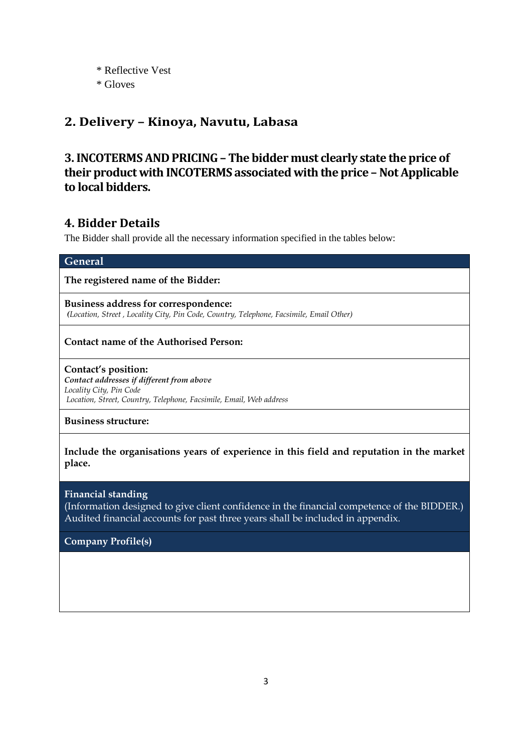* Reflective Vest
* Gloves

## 2. Delivery – Kinoya, Navutu, Labasa

## 3. INCOTERMS AND PRICING – The bidder must clearly state the price of their product with INCOTERMS associated with the price – Not Applicable to local bidders.

## 4. Bidder Details

The Bidder shall provide all the necessary information specified in the tables below:

| General |
| --- |
| **The registered name of the Bidder:** |
| **Business address for correspondence:**<br>*(Location, Street , Locality City, Pin Code, Country, Telephone, Facsimile, Email Other)* |
| **Contact name of the Authorised Person:** |
| **Contact's position:**<br>***Contact addresses if different from above***<br>*Locality City, Pin Code*<br>*Location, Street, Country, Telephone, Facsimile, Email, Web address* |
| **Business structure:** |
| **Include the organisations years of experience in this field and reputation in the market place.** |
| **Financial standing**<br>(Information designed to give client confidence in the financial competence of the BIDDER.) Audited financial accounts for past three years shall be included in appendix. |
| **Company Profile(s)** |
| |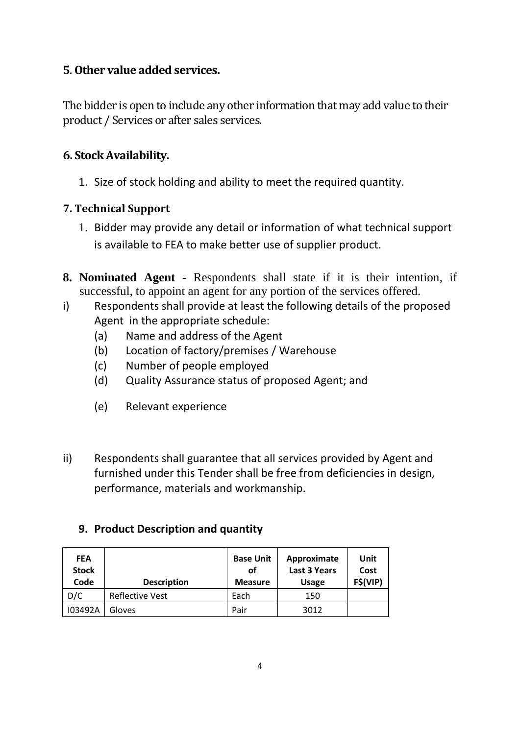## 5. Other value added services.

The bidder is open to include any other information that may add value to their product / Services or after sales services.

## 6. Stock Availability.

1. Size of stock holding and ability to meet the required quantity.

## 7. Technical Support

1. Bidder may provide any detail or information of what technical support is available to FEA to make better use of supplier product.

**8. Nominated Agent** - Respondents shall state if it is their intention, if successful, to appoint an agent for any portion of the services offered.

i) Respondents shall provide at least the following details of the proposed Agent in the appropriate schedule:
   - (a) Name and address of the Agent
   - (b) Location of factory/premises / Warehouse
   - (c) Number of people employed
   - (d) Quality Assurance status of proposed Agent; and
   - (e) Relevant experience

ii) Respondents shall guarantee that all services provided by Agent and furnished under this Tender shall be free from deficiencies in design, performance, materials and workmanship.

## 9. Product Description and quantity

| FEA Stock Code | Description | Base Unit of Measure | Approximate Last 3 Years Usage | Unit Cost F$(VIP) |
|---|---|---|---|---|
| D/C | Reflective Vest | Each | 150 | |
| I03492A | Gloves | Pair | 3012 | |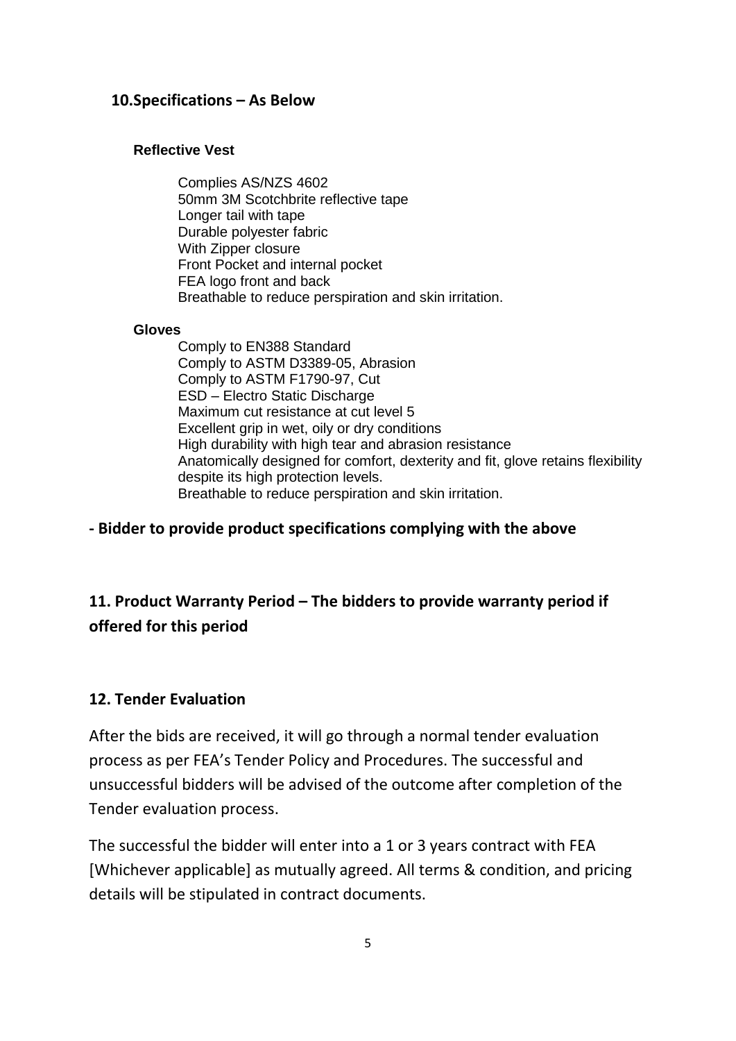## 10.Specifications – As Below

### Reflective Vest

Complies AS/NZS 4602
50mm 3M Scotchbrite reflective tape
Longer tail with tape
Durable polyester fabric
With Zipper closure
Front Pocket and internal pocket
FEA logo front and back
Breathable to reduce perspiration and skin irritation.

### Gloves

Comply to EN388 Standard
Comply to ASTM D3389-05, Abrasion
Comply to ASTM F1790-97, Cut
ESD – Electro Static Discharge
Maximum cut resistance at cut level 5
Excellent grip in wet, oily or dry conditions
High durability with high tear and abrasion resistance
Anatomically designed for comfort, dexterity and fit, glove retains flexibility despite its high protection levels.
Breathable to reduce perspiration and skin irritation.

**- Bidder to provide product specifications complying with the above**

## 11. Product Warranty Period – The bidders to provide warranty period if offered for this period

## 12. Tender Evaluation

After the bids are received, it will go through a normal tender evaluation process as per FEA's Tender Policy and Procedures. The successful and unsuccessful bidders will be advised of the outcome after completion of the Tender evaluation process.

The successful the bidder will enter into a 1 or 3 years contract with FEA [Whichever applicable] as mutually agreed. All terms & condition, and pricing details will be stipulated in contract documents.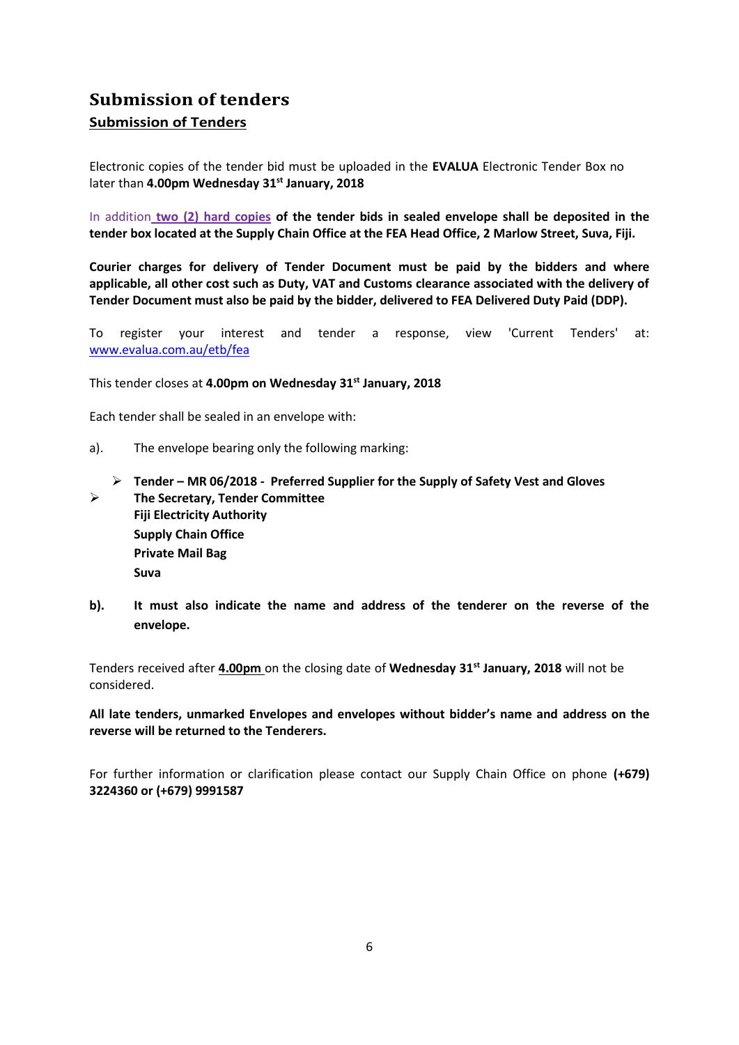# Submission of tenders

## Submission of Tenders

Electronic copies of the tender bid must be uploaded in the **EVALUA** Electronic Tender Box no later than **4.00pm Wednesday 31st January, 2018**

In addition **two (2) hard copies of the tender bids in sealed envelope shall be deposited in the tender box located at the Supply Chain Office at the FEA Head Office, 2 Marlow Street, Suva, Fiji.**

**Courier charges for delivery of Tender Document must be paid by the bidders and where applicable, all other cost such as Duty, VAT and Customs clearance associated with the delivery of Tender Document must also be paid by the bidder, delivered to FEA Delivered Duty Paid (DDP).**

To register your interest and tender a response, view 'Current Tenders' at: www.evalua.com.au/etb/fea

This tender closes at **4.00pm on Wednesday 31st January, 2018**

Each tender shall be sealed in an envelope with:

a). The envelope bearing only the following marking:

- **Tender – MR 06/2018 - Preferred Supplier for the Supply of Safety Vest and Gloves**
- **The Secretary, Tender Committee**
  **Fiji Electricity Authority**
  **Supply Chain Office**
  **Private Mail Bag**
  **Suva**

**b). It must also indicate the name and address of the tenderer on the reverse of the envelope.**

Tenders received after **4.00pm** on the closing date of **Wednesday 31st January, 2018** will not be considered.

**All late tenders, unmarked Envelopes and envelopes without bidder's name and address on the reverse will be returned to the Tenderers.**

For further information or clarification please contact our Supply Chain Office on phone **(+679) 3224360 or (+679) 9991587**